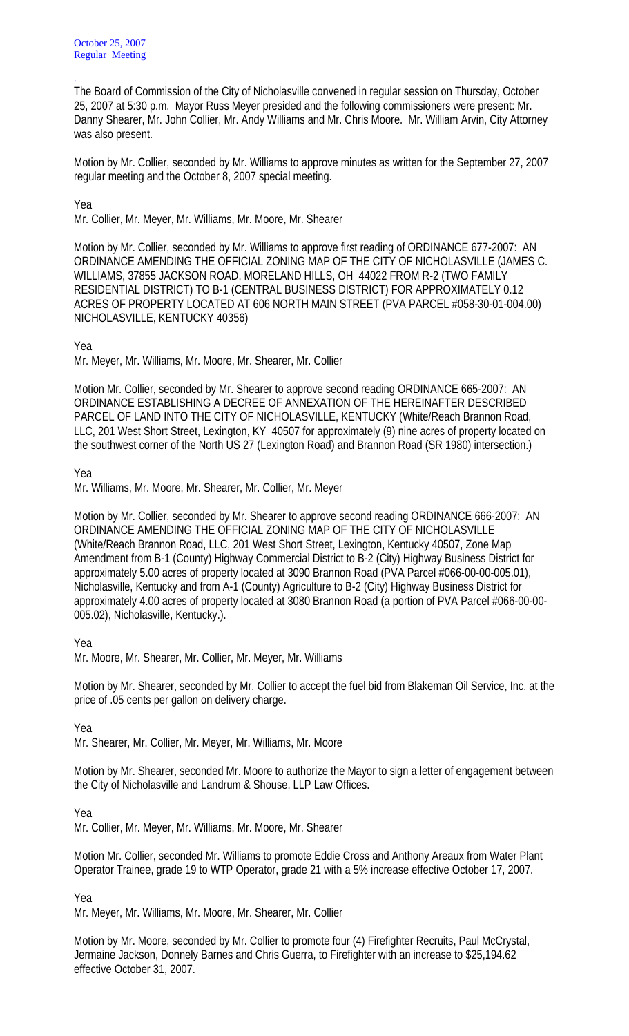October 25, 2007
Regular Meeting

.
The Board of Commission of the City of Nicholasville convened in regular session on Thursday, October 25, 2007 at 5:30 p.m. Mayor Russ Meyer presided and the following commissioners were present: Mr. Danny Shearer, Mr. John Collier, Mr. Andy Williams and Mr. Chris Moore. Mr. William Arvin, City Attorney was also present.

Motion by Mr. Collier, seconded by Mr. Williams to approve minutes as written for the September 27, 2007 regular meeting and the October 8, 2007 special meeting.

Yea
Mr. Collier, Mr. Meyer, Mr. Williams, Mr. Moore, Mr. Shearer

Motion by Mr. Collier, seconded by Mr. Williams to approve first reading of ORDINANCE 677-2007: AN ORDINANCE AMENDING THE OFFICIAL ZONING MAP OF THE CITY OF NICHOLASVILLE (JAMES C. WILLIAMS, 37855 JACKSON ROAD, MORELAND HILLS, OH 44022 FROM R-2 (TWO FAMILY RESIDENTIAL DISTRICT) TO B-1 (CENTRAL BUSINESS DISTRICT) FOR APPROXIMATELY 0.12 ACRES OF PROPERTY LOCATED AT 606 NORTH MAIN STREET (PVA PARCEL #058-30-01-004.00) NICHOLASVILLE, KENTUCKY 40356)

Yea
Mr. Meyer, Mr. Williams, Mr. Moore, Mr. Shearer, Mr. Collier

Motion Mr. Collier, seconded by Mr. Shearer to approve second reading ORDINANCE 665-2007: AN ORDINANCE ESTABLISHING A DECREE OF ANNEXATION OF THE HEREINAFTER DESCRIBED PARCEL OF LAND INTO THE CITY OF NICHOLASVILLE, KENTUCKY (White/Reach Brannon Road, LLC, 201 West Short Street, Lexington, KY 40507 for approximately (9) nine acres of property located on the southwest corner of the North US 27 (Lexington Road) and Brannon Road (SR 1980) intersection.)

Yea
Mr. Williams, Mr. Moore, Mr. Shearer, Mr. Collier, Mr. Meyer

Motion by Mr. Collier, seconded by Mr. Shearer to approve second reading ORDINANCE 666-2007: AN ORDINANCE AMENDING THE OFFICIAL ZONING MAP OF THE CITY OF NICHOLASVILLE (White/Reach Brannon Road, LLC, 201 West Short Street, Lexington, Kentucky 40507, Zone Map Amendment from B-1 (County) Highway Commercial District to B-2 (City) Highway Business District for approximately 5.00 acres of property located at 3090 Brannon Road (PVA Parcel #066-00-00-005.01), Nicholasville, Kentucky and from A-1 (County) Agriculture to B-2 (City) Highway Business District for approximately 4.00 acres of property located at 3080 Brannon Road (a portion of PVA Parcel #066-00-00-005.02), Nicholasville, Kentucky.).

Yea
Mr. Moore, Mr. Shearer, Mr. Collier, Mr. Meyer, Mr. Williams

Motion by Mr. Shearer, seconded by Mr. Collier to accept the fuel bid from Blakeman Oil Service, Inc. at the price of .05 cents per gallon on delivery charge.

Yea
Mr. Shearer, Mr. Collier, Mr. Meyer, Mr. Williams, Mr. Moore

Motion by Mr. Shearer, seconded Mr. Moore to authorize the Mayor to sign a letter of engagement between the City of Nicholasville and Landrum & Shouse, LLP Law Offices.

Yea
Mr. Collier, Mr. Meyer, Mr. Williams, Mr. Moore, Mr. Shearer

Motion Mr. Collier, seconded Mr. Williams to promote Eddie Cross and Anthony Areaux from Water Plant Operator Trainee, grade 19 to WTP Operator, grade 21 with a 5% increase effective October 17, 2007.

Yea
Mr. Meyer, Mr. Williams, Mr. Moore, Mr. Shearer, Mr. Collier

Motion by Mr. Moore, seconded by Mr. Collier to promote four (4) Firefighter Recruits, Paul McCrystal, Jermaine Jackson, Donnely Barnes and Chris Guerra, to Firefighter with an increase to $25,194.62 effective October 31, 2007.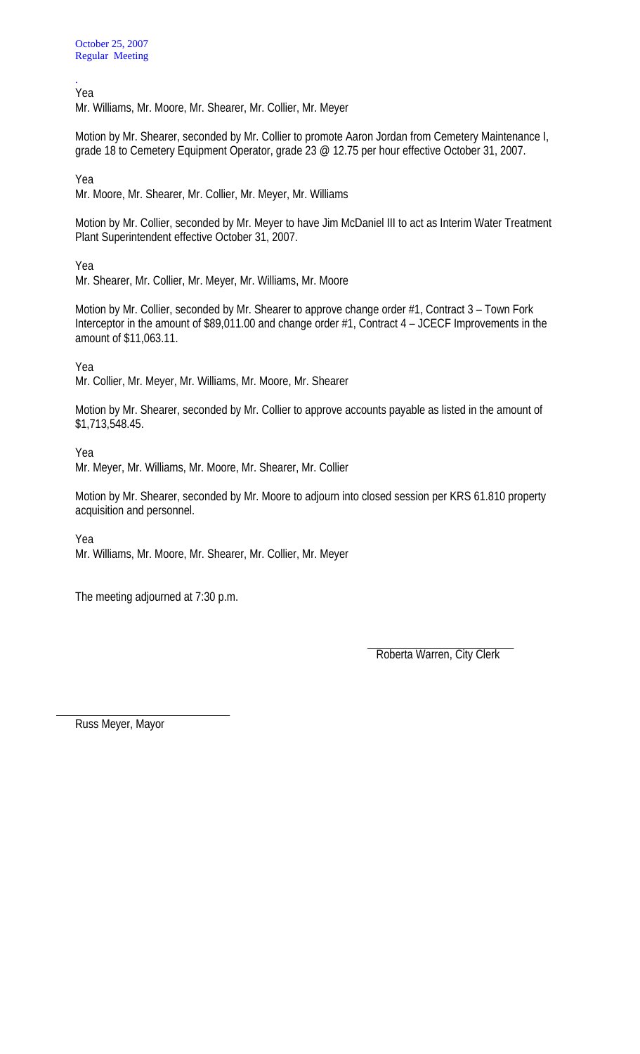Yea
Mr. Williams, Mr. Moore, Mr. Shearer, Mr. Collier, Mr. Meyer

Motion by Mr. Shearer, seconded by Mr. Collier to promote Aaron Jordan from Cemetery Maintenance I, grade 18 to Cemetery Equipment Operator, grade 23 @ 12.75 per hour effective October 31, 2007.

Yea
Mr. Moore, Mr. Shearer, Mr. Collier, Mr. Meyer, Mr. Williams

Motion by Mr. Collier, seconded by Mr. Meyer to have Jim McDaniel III to act as Interim Water Treatment Plant Superintendent effective October 31, 2007.

Yea
Mr. Shearer, Mr. Collier, Mr. Meyer, Mr. Williams, Mr. Moore

Motion by Mr. Collier, seconded by Mr. Shearer to approve change order #1, Contract 3 – Town Fork Interceptor in the amount of $89,011.00 and change order #1, Contract 4 – JCECF Improvements in the amount of $11,063.11.

Yea
Mr. Collier, Mr. Meyer, Mr. Williams, Mr. Moore, Mr. Shearer

Motion by Mr. Shearer, seconded by Mr. Collier to approve accounts payable as listed in the amount of $1,713,548.45.

Yea
Mr. Meyer, Mr. Williams, Mr. Moore, Mr. Shearer, Mr. Collier

Motion by Mr. Shearer, seconded by Mr. Moore to adjourn into closed session per KRS 61.810 property acquisition and personnel.

Yea
Mr. Williams, Mr. Moore, Mr. Shearer, Mr. Collier, Mr. Meyer

The meeting adjourned at 7:30 p.m.

Roberta Warren, City Clerk

Russ Meyer, Mayor